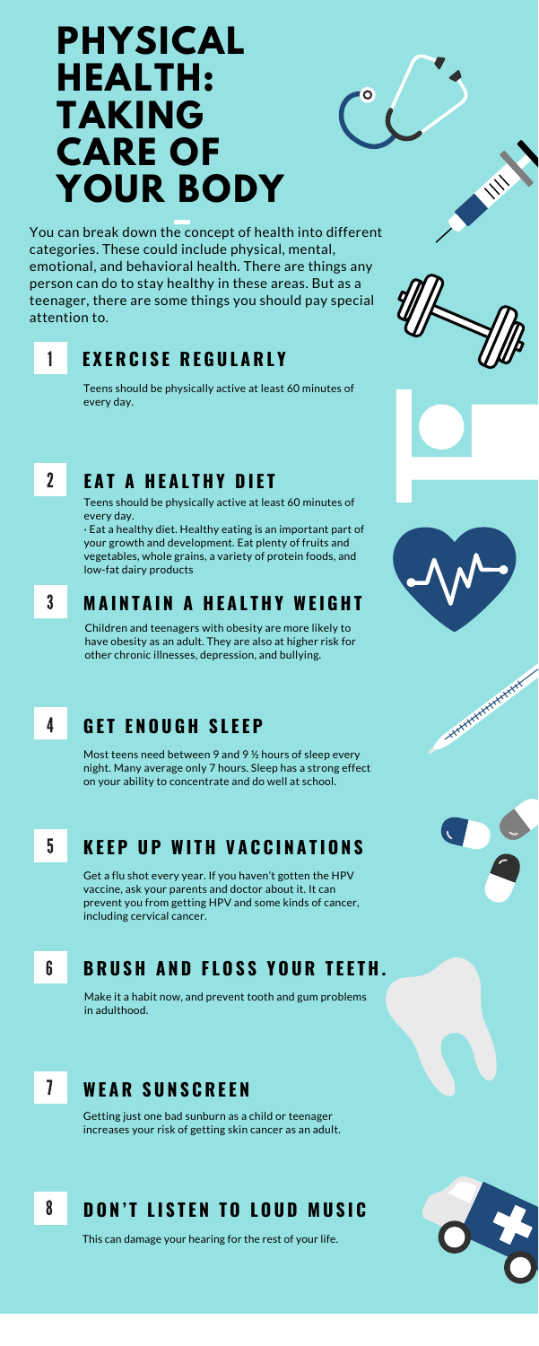# PHYSICAL HEALTH: TAKING CARE OF YOUR BODY

You can break down the concept of health into different categories. These could include physical, mental, emotional, and behavioral health. There are things any person can do to stay healthy in these areas. But as a teenager, there are some things you should pay special attention to.

## 1 EXERCISE REGULARLY

Teens should be physically active at least 60 minutes of every day.

## 2 EAT A HEALTHY DIET

Teens should be physically active at least 60 minutes of every day.

· Eat a healthy diet. Healthy eating is an important part of your growth and development. Eat plenty of fruits and vegetables, whole grains, a variety of protein foods, and low-fat dairy products

## 3 MAINTAIN A HEALTHY WEIGHT

Children and teenagers with obesity are more likely to have obesity as an adult. They are also at higher risk for other chronic illnesses, depression, and bullying.

## 4 GET ENOUGH SLEEP

Most teens need between 9 and 9 ½ hours of sleep every night. Many average only 7 hours. Sleep has a strong effect on your ability to concentrate and do well at school.

## 5 KEEP UP WITH VACCINATIONS

Get a flu shot every year. If you haven't gotten the HPV vaccine, ask your parents and doctor about it. It can prevent you from getting HPV and some kinds of cancer, including cervical cancer.

## 6 BRUSH AND FLOSS YOUR TEETH.

Make it a habit now, and prevent tooth and gum problems in adulthood.

## 7 WEAR SUNSCREEN

Getting just one bad sunburn as a child or teenager increases your risk of getting skin cancer as an adult.

## 8 DON'T LISTEN TO LOUD MUSIC

This can damage your hearing for the rest of your life.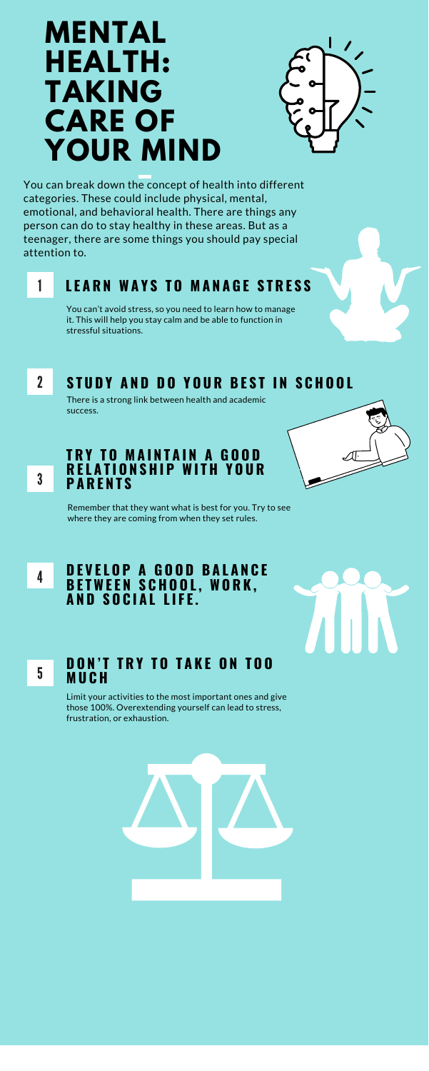# MENTAL HEALTH: TAKING CARE OF YOUR MIND

You can break down the concept of health into different categories. These could include physical, mental, emotional, and behavioral health. There are things any person can do to stay healthy in these areas. But as a teenager, there are some things you should pay special attention to.

## 1 LEARN WAYS TO MANAGE STRESS

You can't avoid stress, so you need to learn how to manage it. This will help you stay calm and be able to function in stressful situations.

## 2 STUDY AND DO YOUR BEST IN SCHOOL

There is a strong link between health and academic success.

## 3 TRY TO MAINTAIN A GOOD RELATIONSHIP WITH YOUR PARENTS

Remember that they want what is best for you. Try to see where they are coming from when they set rules.

## 4 DEVELOP A GOOD BALANCE BETWEEN SCHOOL, WORK, AND SOCIAL LIFE.

## 5 DON'T TRY TO TAKE ON TOO MUCH

Limit your activities to the most important ones and give those 100%. Overextending yourself can lead to stress, frustration, or exhaustion.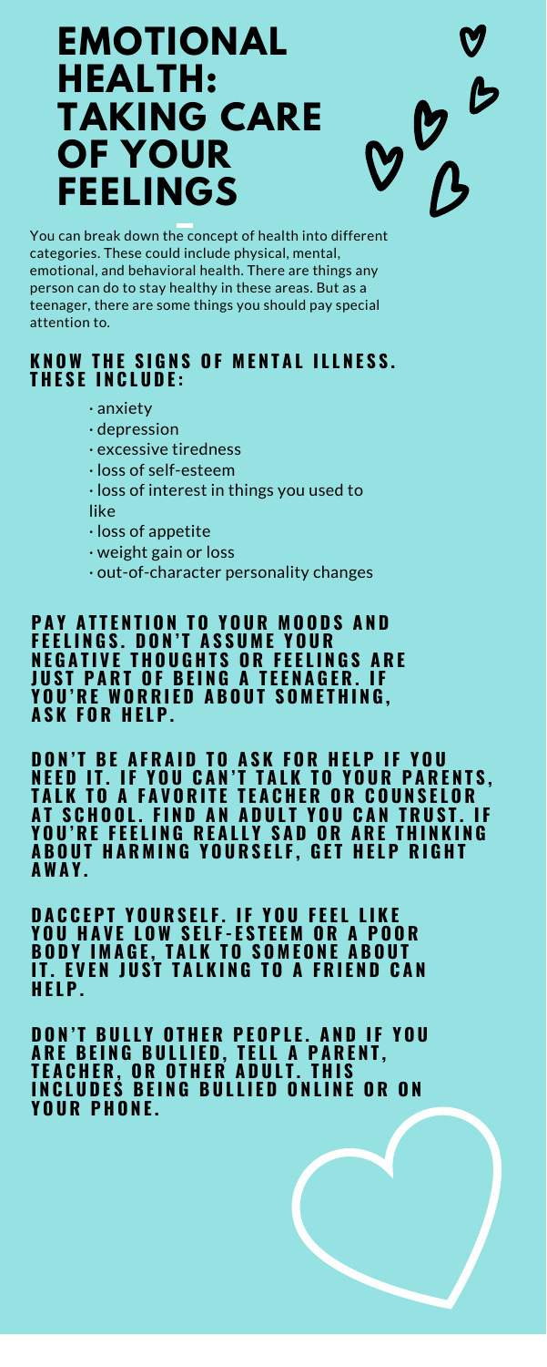# EMOTIONAL HEALTH: TAKING CARE OF YOUR FEELINGS

You can break down the concept of health into different categories. These could include physical, mental, emotional, and behavioral health. There are things any person can do to stay healthy in these areas. But as a teenager, there are some things you should pay special attention to.

## KNOW THE SIGNS OF MENTAL ILLNESS. THESE INCLUDE:

- anxiety
- depression
- excessive tiredness
- loss of self-esteem
- loss of interest in things you used to like
- loss of appetite
- weight gain or loss
- out-of-character personality changes

**PAY ATTENTION TO YOUR MOODS AND FEELINGS. DON'T ASSUME YOUR NEGATIVE THOUGHTS OR FEELINGS ARE JUST PART OF BEING A TEENAGER. IF YOU'RE WORRIED ABOUT SOMETHING, ASK FOR HELP.**

**DON'T BE AFRAID TO ASK FOR HELP IF YOU NEED IT. IF YOU CAN'T TALK TO YOUR PARENTS, TALK TO A FAVORITE TEACHER OR COUNSELOR AT SCHOOL. FIND AN ADULT YOU CAN TRUST. IF YOU'RE FEELING REALLY SAD OR ARE THINKING ABOUT HARMING YOURSELF, GET HELP RIGHT AWAY.**

**DACCEPT YOURSELF. IF YOU FEEL LIKE YOU HAVE LOW SELF-ESTEEM OR A POOR BODY IMAGE, TALK TO SOMEONE ABOUT IT. EVEN JUST TALKING TO A FRIEND CAN HELP.**

**DON'T BULLY OTHER PEOPLE. AND IF YOU ARE BEING BULLIED, TELL A PARENT, TEACHER, OR OTHER ADULT. THIS INCLUDES BEING BULLIED ONLINE OR ON YOUR PHONE.**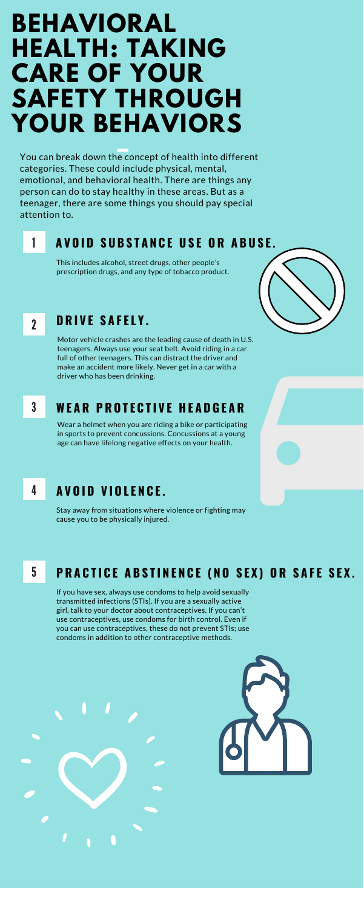# BEHAVIORAL HEALTH: TAKING CARE OF YOUR SAFETY THROUGH YOUR BEHAVIORS

You can break down the concept of health into different categories. These could include physical, mental, emotional, and behavioral health. There are things any person can do to stay healthy in these areas. But as a teenager, there are some things you should pay special attention to.

## 1 AVOID SUBSTANCE USE OR ABUSE.

This includes alcohol, street drugs, other people's prescription drugs, and any type of tobacco product.

## 2 DRIVE SAFELY.

Motor vehicle crashes are the leading cause of death in U.S. teenagers. Always use your seat belt. Avoid riding in a car full of other teenagers. This can distract the driver and make an accident more likely. Never get in a car with a driver who has been drinking.

## 3 WEAR PROTECTIVE HEADGEAR

Wear a helmet when you are riding a bike or participating in sports to prevent concussions. Concussions at a young age can have lifelong negative effects on your health.

## 4 AVOID VIOLENCE.

Stay away from situations where violence or fighting may cause you to be physically injured.

## 5 PRACTICE ABSTINENCE (NO SEX) OR SAFE SEX.

If you have sex, always use condoms to help avoid sexually transmitted infections (STIs). If you are a sexually active girl, talk to your doctor about contraceptives. If you can't use contraceptives, use condoms for birth control. Even if you can use contraceptives, these do not prevent STIs; use condoms in addition to other contraceptive methods.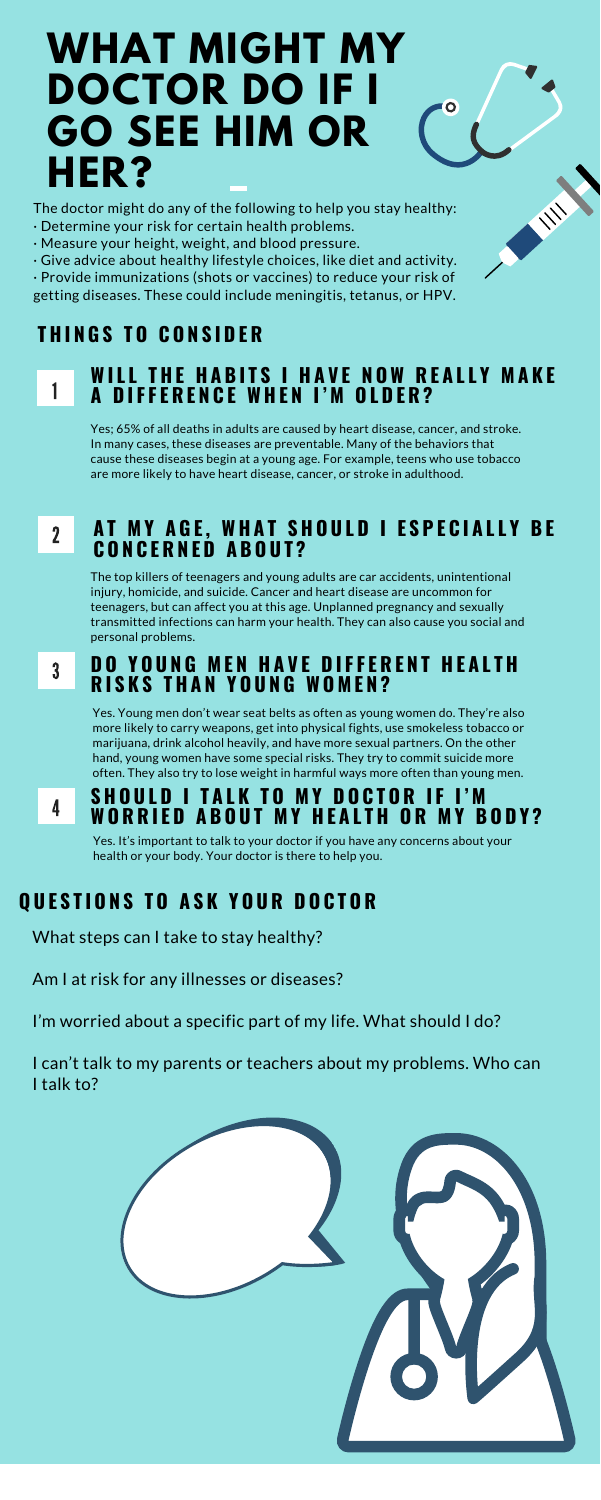# WHAT MIGHT MY DOCTOR DO IF I GO SEE HIM OR HER?

The doctor might do any of the following to help you stay healthy:

- Determine your risk for certain health problems.
- Measure your height, weight, and blood pressure.
- Give advice about healthy lifestyle choices, like diet and activity.
- Provide immunizations (shots or vaccines) to reduce your risk of getting diseases. These could include meningitis, tetanus, or HPV.

## THINGS TO CONSIDER

### 1 WILL THE HABITS I HAVE NOW REALLY MAKE A DIFFERENCE WHEN I'M OLDER?

Yes; 65% of all deaths in adults are caused by heart disease, cancer, and stroke. In many cases, these diseases are preventable. Many of the behaviors that cause these diseases begin at a young age. For example, teens who use tobacco are more likely to have heart disease, cancer, or stroke in adulthood.

### 2 AT MY AGE, WHAT SHOULD I ESPECIALLY BE CONCERNED ABOUT?

The top killers of teenagers and young adults are car accidents, unintentional injury, homicide, and suicide. Cancer and heart disease are uncommon for teenagers, but can affect you at this age. Unplanned pregnancy and sexually transmitted infections can harm your health. They can also cause you social and personal problems.

### 3 DO YOUNG MEN HAVE DIFFERENT HEALTH RISKS THAN YOUNG WOMEN?

Yes. Young men don't wear seat belts as often as young women do. They're also more likely to carry weapons, get into physical fights, use smokeless tobacco or marijuana, drink alcohol heavily, and have more sexual partners. On the other hand, young women have some special risks. They try to commit suicide more often. They also try to lose weight in harmful ways more often than young men.

### 4 SHOULD I TALK TO MY DOCTOR IF I'M WORRIED ABOUT MY HEALTH OR MY BODY?

Yes. It's important to talk to your doctor if you have any concerns about your health or your body. Your doctor is there to help you.

## QUESTIONS TO ASK YOUR DOCTOR

What steps can I take to stay healthy?

Am I at risk for any illnesses or diseases?

I'm worried about a specific part of my life. What should I do?

I can't talk to my parents or teachers about my problems. Who can I talk to?